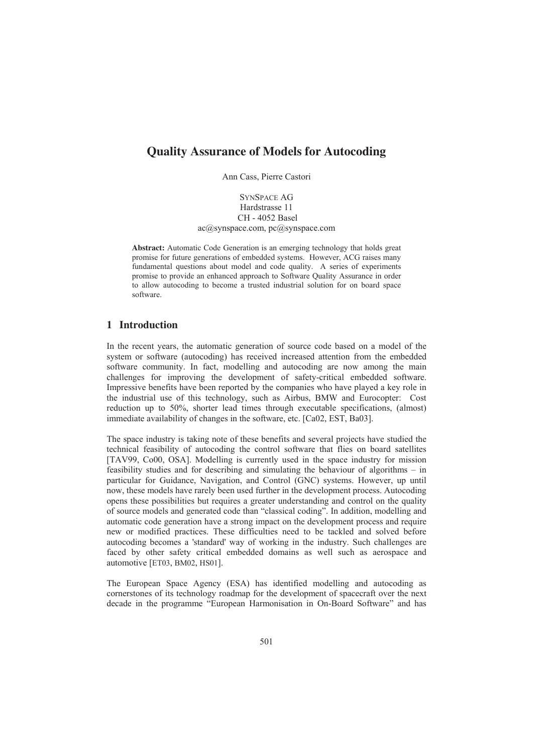# Quality Assurance of Models for Autocoding

Ann Cass, Pierre Castori

SYNSPACE AG
Hardstrasse 11
CH - 4052 Basel
ac@synspace.com, pc@synspace.com

**Abstract:** Automatic Code Generation is an emerging technology that holds great promise for future generations of embedded systems. However, ACG raises many fundamental questions about model and code quality. A series of experiments promise to provide an enhanced approach to Software Quality Assurance in order to allow autocoding to become a trusted industrial solution for on board space software.

## 1 Introduction

In the recent years, the automatic generation of source code based on a model of the system or software (autocoding) has received increased attention from the embedded software community. In fact, modelling and autocoding are now among the main challenges for improving the development of safety-critical embedded software. Impressive benefits have been reported by the companies who have played a key role in the industrial use of this technology, such as Airbus, BMW and Eurocopter: Cost reduction up to 50%, shorter lead times through executable specifications, (almost) immediate availability of changes in the software, etc. [Ca02, EST, Ba03].

The space industry is taking note of these benefits and several projects have studied the technical feasibility of autocoding the control software that flies on board satellites [TAV99, Co00, OSA]. Modelling is currently used in the space industry for mission feasibility studies and for describing and simulating the behaviour of algorithms – in particular for Guidance, Navigation, and Control (GNC) systems. However, up until now, these models have rarely been used further in the development process. Autocoding opens these possibilities but requires a greater understanding and control on the quality of source models and generated code than "classical coding". In addition, modelling and automatic code generation have a strong impact on the development process and require new or modified practices. These difficulties need to be tackled and solved before autocoding becomes a 'standard' way of working in the industry. Such challenges are faced by other safety critical embedded domains as well such as aerospace and automotive [ET03, BM02, HS01].

The European Space Agency (ESA) has identified modelling and autocoding as cornerstones of its technology roadmap for the development of spacecraft over the next decade in the programme "European Harmonisation in On-Board Software" and has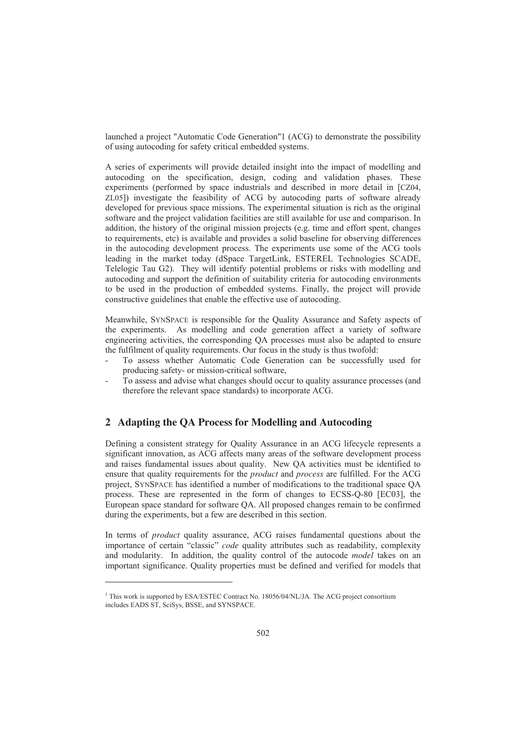launched a project "Automatic Code Generation"[1] (ACG) to demonstrate the possibility of using autocoding for safety critical embedded systems.

A series of experiments will provide detailed insight into the impact of modelling and autocoding on the specification, design, coding and validation phases. These experiments (performed by space industrials and described in more detail in [CZ04, ZL05]) investigate the feasibility of ACG by autocoding parts of software already developed for previous space missions. The experimental situation is rich as the original software and the project validation facilities are still available for use and comparison. In addition, the history of the original mission projects (e.g. time and effort spent, changes to requirements, etc) is available and provides a solid baseline for observing differences in the autocoding development process. The experiments use some of the ACG tools leading in the market today (dSpace TargetLink, ESTEREL Technologies SCADE, Telelogic Tau G2). They will identify potential problems or risks with modelling and autocoding and support the definition of suitability criteria for autocoding environments to be used in the production of embedded systems. Finally, the project will provide constructive guidelines that enable the effective use of autocoding.

Meanwhile, SYNSPACE is responsible for the Quality Assurance and Safety aspects of the experiments. As modelling and code generation affect a variety of software engineering activities, the corresponding QA processes must also be adapted to ensure the fulfilment of quality requirements. Our focus in the study is thus twofold:

- To assess whether Automatic Code Generation can be successfully used for producing safety- or mission-critical software,
- To assess and advise what changes should occur to quality assurance processes (and therefore the relevant space standards) to incorporate ACG.

## 2 Adapting the QA Process for Modelling and Autocoding

Defining a consistent strategy for Quality Assurance in an ACG lifecycle represents a significant innovation, as ACG affects many areas of the software development process and raises fundamental issues about quality. New QA activities must be identified to ensure that quality requirements for the *product* and *process* are fulfilled. For the ACG project, SYNSPACE has identified a number of modifications to the traditional space QA process. These are represented in the form of changes to ECSS-Q-80 [EC03], the European space standard for software QA. All proposed changes remain to be confirmed during the experiments, but a few are described in this section.

In terms of *product* quality assurance, ACG raises fundamental questions about the importance of certain "classic" *code* quality attributes such as readability, complexity and modularity. In addition, the quality control of the autocode *model* takes on an important significance. Quality properties must be defined and verified for models that

---

[1] This work is supported by ESA/ESTEC Contract No. 18056/04/NL/JA. The ACG project consortium includes EADS ST, SciSys, BSSE, and SYNSPACE.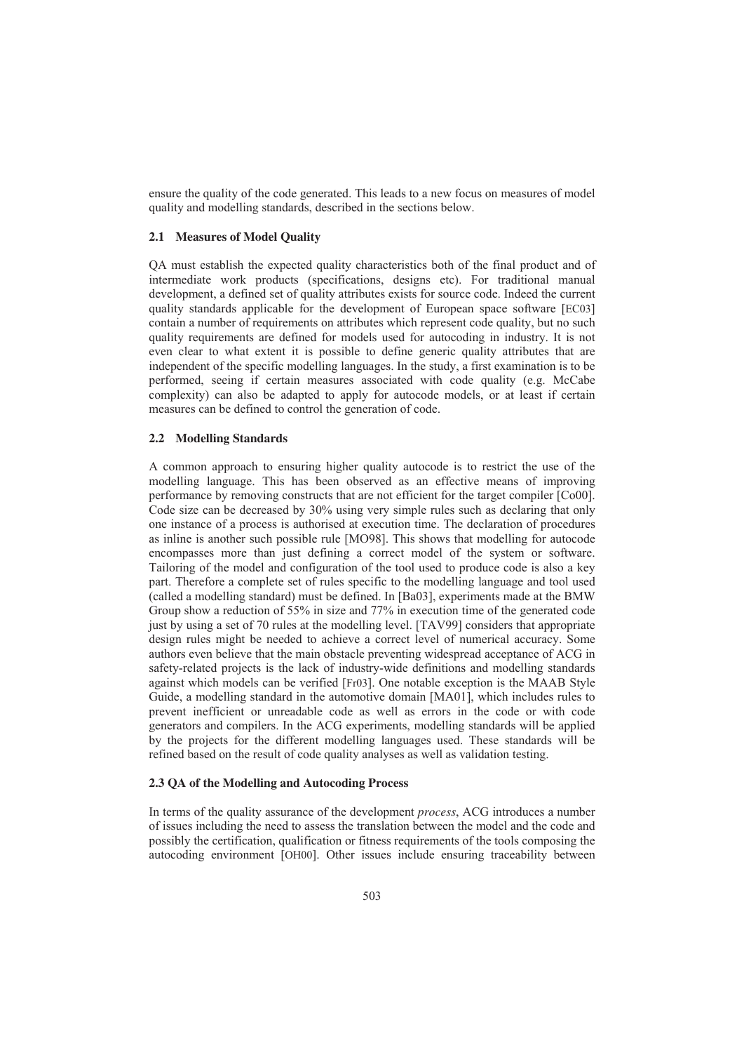ensure the quality of the code generated. This leads to a new focus on measures of model quality and modelling standards, described in the sections below.

### 2.1 Measures of Model Quality

QA must establish the expected quality characteristics both of the final product and of intermediate work products (specifications, designs etc). For traditional manual development, a defined set of quality attributes exists for source code. Indeed the current quality standards applicable for the development of European space software [EC03] contain a number of requirements on attributes which represent code quality, but no such quality requirements are defined for models used for autocoding in industry. It is not even clear to what extent it is possible to define generic quality attributes that are independent of the specific modelling languages. In the study, a first examination is to be performed, seeing if certain measures associated with code quality (e.g. McCabe complexity) can also be adapted to apply for autocode models, or at least if certain measures can be defined to control the generation of code.

### 2.2 Modelling Standards

A common approach to ensuring higher quality autocode is to restrict the use of the modelling language. This has been observed as an effective means of improving performance by removing constructs that are not efficient for the target compiler [Co00]. Code size can be decreased by 30% using very simple rules such as declaring that only one instance of a process is authorised at execution time. The declaration of procedures as inline is another such possible rule [MO98]. This shows that modelling for autocode encompasses more than just defining a correct model of the system or software. Tailoring of the model and configuration of the tool used to produce code is also a key part. Therefore a complete set of rules specific to the modelling language and tool used (called a modelling standard) must be defined. In [Ba03], experiments made at the BMW Group show a reduction of 55% in size and 77% in execution time of the generated code just by using a set of 70 rules at the modelling level. [TAV99] considers that appropriate design rules might be needed to achieve a correct level of numerical accuracy. Some authors even believe that the main obstacle preventing widespread acceptance of ACG in safety-related projects is the lack of industry-wide definitions and modelling standards against which models can be verified [Fr03]. One notable exception is the MAAB Style Guide, a modelling standard in the automotive domain [MA01], which includes rules to prevent inefficient or unreadable code as well as errors in the code or with code generators and compilers. In the ACG experiments, modelling standards will be applied by the projects for the different modelling languages used. These standards will be refined based on the result of code quality analyses as well as validation testing.

### 2.3 QA of the Modelling and Autocoding Process

In terms of the quality assurance of the development *process*, ACG introduces a number of issues including the need to assess the translation between the model and the code and possibly the certification, qualification or fitness requirements of the tools composing the autocoding environment [OH00]. Other issues include ensuring traceability between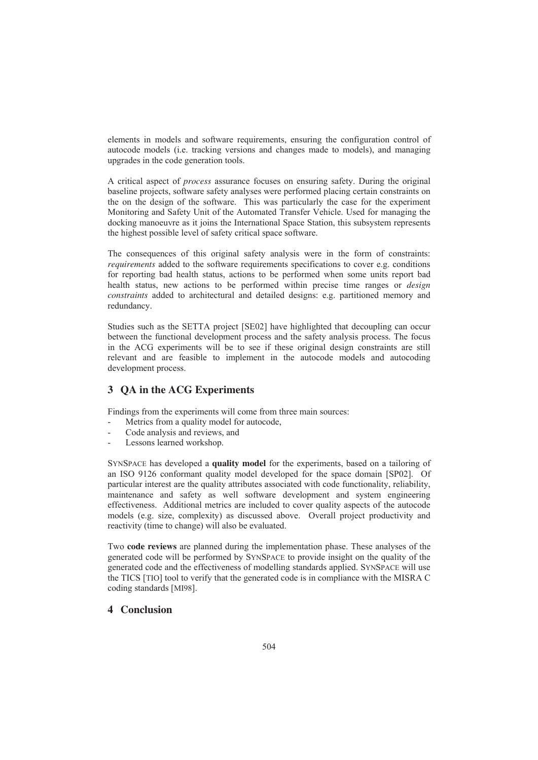elements in models and software requirements, ensuring the configuration control of autocode models (i.e. tracking versions and changes made to models), and managing upgrades in the code generation tools.

A critical aspect of *process* assurance focuses on ensuring safety. During the original baseline projects, software safety analyses were performed placing certain constraints on the on the design of the software. This was particularly the case for the experiment Monitoring and Safety Unit of the Automated Transfer Vehicle. Used for managing the docking manoeuvre as it joins the International Space Station, this subsystem represents the highest possible level of safety critical space software.

The consequences of this original safety analysis were in the form of constraints: *requirements* added to the software requirements specifications to cover e.g. conditions for reporting bad health status, actions to be performed when some units report bad health status, new actions to be performed within precise time ranges or *design constraints* added to architectural and detailed designs: e.g. partitioned memory and redundancy.

Studies such as the SETTA project [SE02] have highlighted that decoupling can occur between the functional development process and the safety analysis process. The focus in the ACG experiments will be to see if these original design constraints are still relevant and are feasible to implement in the autocode models and autocoding development process.

## 3 QA in the ACG Experiments

Findings from the experiments will come from three main sources:

- Metrics from a quality model for autocode,
- Code analysis and reviews, and
- Lessons learned workshop.

SYNSPACE has developed a **quality model** for the experiments, based on a tailoring of an ISO 9126 conformant quality model developed for the space domain [SP02]. Of particular interest are the quality attributes associated with code functionality, reliability, maintenance and safety as well software development and system engineering effectiveness. Additional metrics are included to cover quality aspects of the autocode models (e.g. size, complexity) as discussed above. Overall project productivity and reactivity (time to change) will also be evaluated.

Two **code reviews** are planned during the implementation phase. These analyses of the generated code will be performed by SYNSPACE to provide insight on the quality of the generated code and the effectiveness of modelling standards applied. SYNSPACE will use the TICS [TIO] tool to verify that the generated code is in compliance with the MISRA C coding standards [MI98].

## 4 Conclusion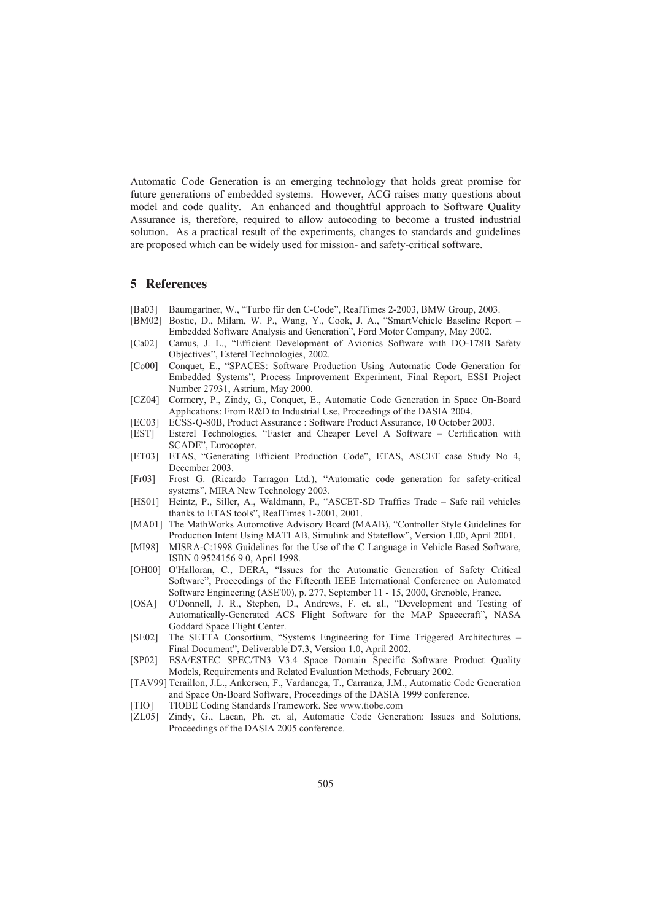Automatic Code Generation is an emerging technology that holds great promise for future generations of embedded systems. However, ACG raises many questions about model and code quality. An enhanced and thoughtful approach to Software Quality Assurance is, therefore, required to allow autocoding to become a trusted industrial solution. As a practical result of the experiments, changes to standards and guidelines are proposed which can be widely used for mission- and safety-critical software.

## 5 References

[Ba03] Baumgartner, W., "Turbo für den C-Code", RealTimes 2-2003, BMW Group, 2003.

[BM02] Bostic, D., Milam, W. P., Wang, Y., Cook, J. A., "SmartVehicle Baseline Report – Embedded Software Analysis and Generation", Ford Motor Company, May 2002.

[Ca02] Camus, J. L., "Efficient Development of Avionics Software with DO-178B Safety Objectives", Esterel Technologies, 2002.

[Co00] Conquet, E., "SPACES: Software Production Using Automatic Code Generation for Embedded Systems", Process Improvement Experiment, Final Report, ESSI Project Number 27931, Astrium, May 2000.

[CZ04] Cormery, P., Zindy, G., Conquet, E., Automatic Code Generation in Space On-Board Applications: From R&D to Industrial Use, Proceedings of the DASIA 2004.

[EC03] ECSS-Q-80B, Product Assurance : Software Product Assurance, 10 October 2003.

[EST] Esterel Technologies, "Faster and Cheaper Level A Software – Certification with SCADE", Eurocopter.

[ET03] ETAS, "Generating Efficient Production Code", ETAS, ASCET case Study No 4, December 2003.

[Fr03] Frost G. (Ricardo Tarragon Ltd.), "Automatic code generation for safety-critical systems", MIRA New Technology 2003.

[HS01] Heintz, P., Siller, A., Waldmann, P., "ASCET-SD Traffics Trade – Safe rail vehicles thanks to ETAS tools", RealTimes 1-2001, 2001.

[MA01] The MathWorks Automotive Advisory Board (MAAB), "Controller Style Guidelines for Production Intent Using MATLAB, Simulink and Stateflow", Version 1.00, April 2001.

[MI98] MISRA-C:1998 Guidelines for the Use of the C Language in Vehicle Based Software, ISBN 0 9524156 9 0, April 1998.

[OH00] O'Halloran, C., DERA, "Issues for the Automatic Generation of Safety Critical Software", Proceedings of the Fifteenth IEEE International Conference on Automated Software Engineering (ASE'00), p. 277, September 11 - 15, 2000, Grenoble, France.

[OSA] O'Donnell, J. R., Stephen, D., Andrews, F. et. al., "Development and Testing of Automatically-Generated ACS Flight Software for the MAP Spacecraft", NASA Goddard Space Flight Center.

[SE02] The SETTA Consortium, "Systems Engineering for Time Triggered Architectures – Final Document", Deliverable D7.3, Version 1.0, April 2002.

[SP02] ESA/ESTEC SPEC/TN3 V3.4 Space Domain Specific Software Product Quality Models, Requirements and Related Evaluation Methods, February 2002.

[TAV99] Teraillon, J.L., Ankersen, F., Vardanega, T., Carranza, J.M., Automatic Code Generation and Space On-Board Software, Proceedings of the DASIA 1999 conference.

[TIO] TIOBE Coding Standards Framework. See www.tiobe.com

[ZL05] Zindy, G., Lacan, Ph. et. al, Automatic Code Generation: Issues and Solutions, Proceedings of the DASIA 2005 conference.